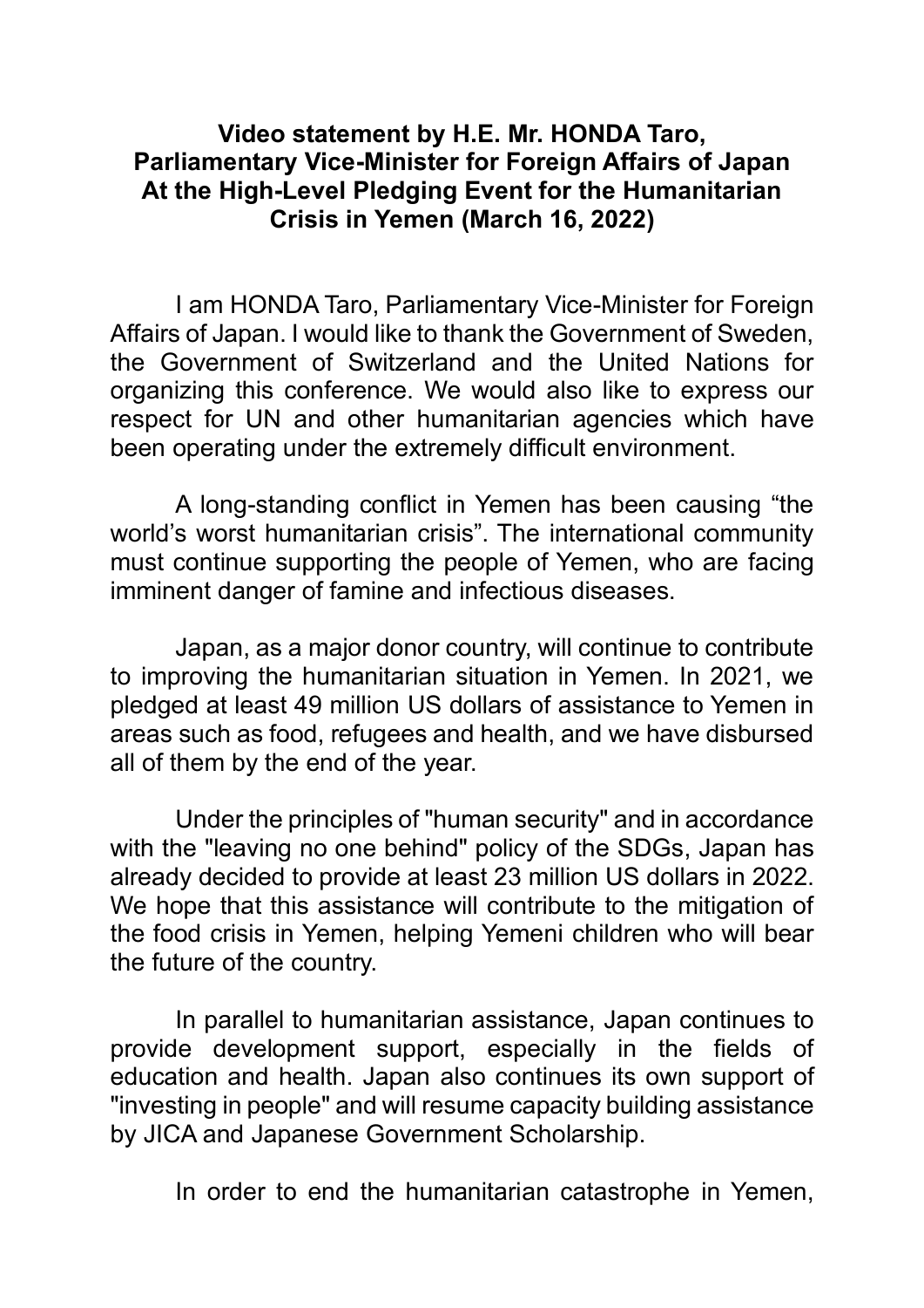**Video statement by H.E. Mr. HONDA Taro, Parliamentary Vice-Minister for Foreign Affairs of Japan At the High-Level Pledging Event for the Humanitarian Crisis in Yemen (March 16, 2022)**

I am HONDA Taro, Parliamentary Vice-Minister for Foreign Affairs of Japan. I would like to thank the Government of Sweden, the Government of Switzerland and the United Nations for organizing this conference. We would also like to express our respect for UN and other humanitarian agencies which have been operating under the extremely difficult environment.

A long-standing conflict in Yemen has been causing "the world's worst humanitarian crisis". The international community must continue supporting the people of Yemen, who are facing imminent danger of famine and infectious diseases.

Japan, as a major donor country, will continue to contribute to improving the humanitarian situation in Yemen. In 2021, we pledged at least 49 million US dollars of assistance to Yemen in areas such as food, refugees and health, and we have disbursed all of them by the end of the year.

Under the principles of "human security" and in accordance with the "leaving no one behind" policy of the SDGs, Japan has already decided to provide at least 23 million US dollars in 2022. We hope that this assistance will contribute to the mitigation of the food crisis in Yemen, helping Yemeni children who will bear the future of the country.

In parallel to humanitarian assistance, Japan continues to provide development support, especially in the fields of education and health. Japan also continues its own support of "investing in people" and will resume capacity building assistance by JICA and Japanese Government Scholarship.

In order to end the humanitarian catastrophe in Yemen,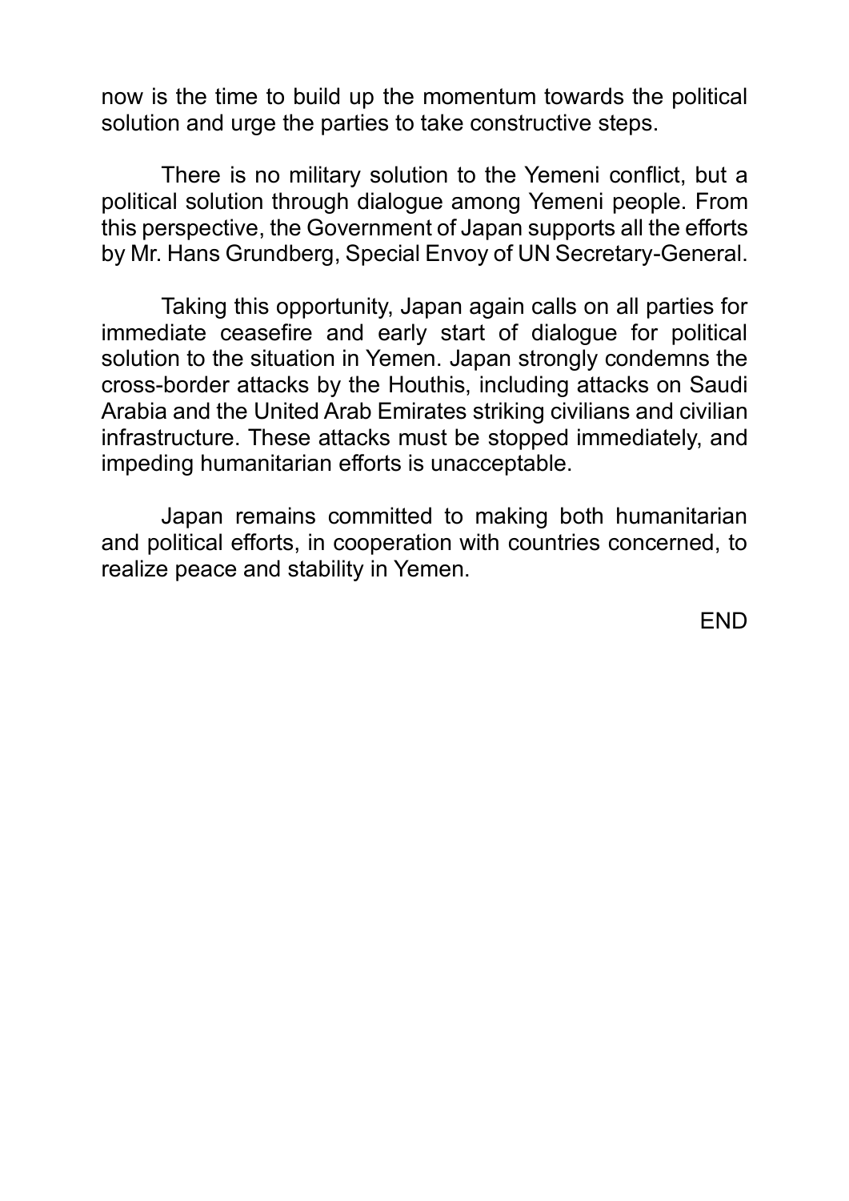now is the time to build up the momentum towards the political solution and urge the parties to take constructive steps.

There is no military solution to the Yemeni conflict, but a political solution through dialogue among Yemeni people. From this perspective, the Government of Japan supports all the efforts by Mr. Hans Grundberg, Special Envoy of UN Secretary-General.

Taking this opportunity, Japan again calls on all parties for immediate ceasefire and early start of dialogue for political solution to the situation in Yemen. Japan strongly condemns the cross-border attacks by the Houthis, including attacks on Saudi Arabia and the United Arab Emirates striking civilians and civilian infrastructure. These attacks must be stopped immediately, and impeding humanitarian efforts is unacceptable.

Japan remains committed to making both humanitarian and political efforts, in cooperation with countries concerned, to realize peace and stability in Yemen.

END